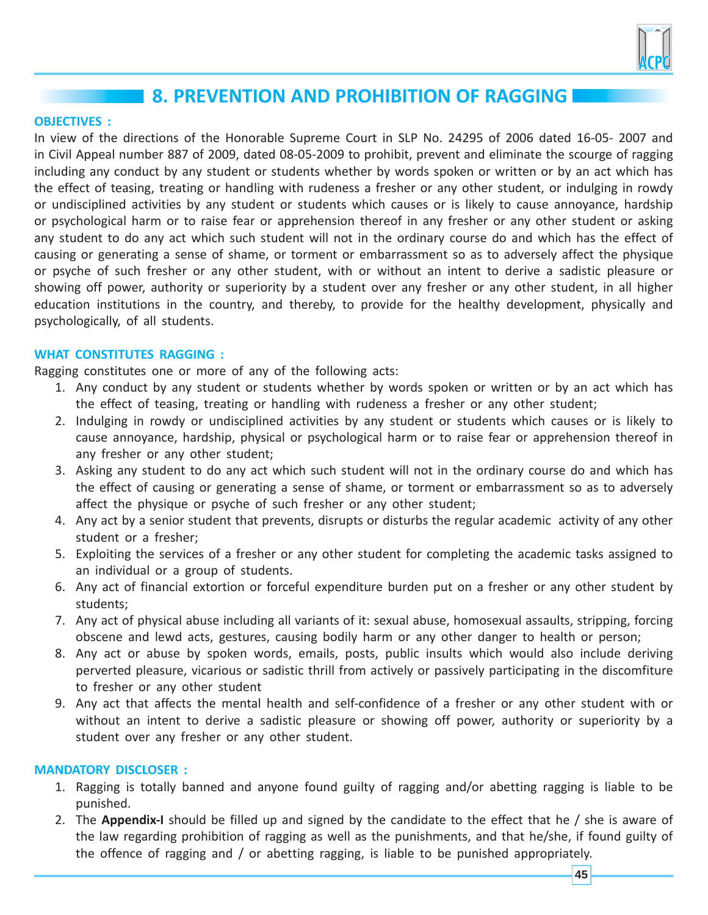## 8. PREVENTION AND PROHIBITION OF RAGGING

**OBJECTIVES :**

In view of the directions of the Honorable Supreme Court in SLP No. 24295 of 2006 dated 16-05- 2007 and in Civil Appeal number 887 of 2009, dated 08-05-2009 to prohibit, prevent and eliminate the scourge of ragging including any conduct by any student or students whether by words spoken or written or by an act which has the effect of teasing, treating or handling with rudeness a fresher or any other student, or indulging in rowdy or undisciplined activities by any student or students which causes or is likely to cause annoyance, hardship or psychological harm or to raise fear or apprehension thereof in any fresher or any other student or asking any student to do any act which such student will not in the ordinary course do and which has the effect of causing or generating a sense of shame, or torment or embarrassment so as to adversely affect the physique or psyche of such fresher or any other student, with or without an intent to derive a sadistic pleasure or showing off power, authority or superiority by a student over any fresher or any other student, in all higher education institutions in the country, and thereby, to provide for the healthy development, physically and psychologically, of all students.

**WHAT CONSTITUTES RAGGING :**

Ragging constitutes one or more of any of the following acts:

1. Any conduct by any student or students whether by words spoken or written or by an act which has the effect of teasing, treating or handling with rudeness a fresher or any other student;
2. Indulging in rowdy or undisciplined activities by any student or students which causes or is likely to cause annoyance, hardship, physical or psychological harm or to raise fear or apprehension thereof in any fresher or any other student;
3. Asking any student to do any act which such student will not in the ordinary course do and which has the effect of causing or generating a sense of shame, or torment or embarrassment so as to adversely affect the physique or psyche of such fresher or any other student;
4. Any act by a senior student that prevents, disrupts or disturbs the regular academic activity of any other student or a fresher;
5. Exploiting the services of a fresher or any other student for completing the academic tasks assigned to an individual or a group of students.
6. Any act of financial extortion or forceful expenditure burden put on a fresher or any other student by students;
7. Any act of physical abuse including all variants of it: sexual abuse, homosexual assaults, stripping, forcing obscene and lewd acts, gestures, causing bodily harm or any other danger to health or person;
8. Any act or abuse by spoken words, emails, posts, public insults which would also include deriving perverted pleasure, vicarious or sadistic thrill from actively or passively participating in the discomfiture to fresher or any other student
9. Any act that affects the mental health and self-confidence of a fresher or any other student with or without an intent to derive a sadistic pleasure or showing off power, authority or superiority by a student over any fresher or any other student.

**MANDATORY DISCLOSER :**

1. Ragging is totally banned and anyone found guilty of ragging and/or abetting ragging is liable to be punished.
2. The **Appendix-I** should be filled up and signed by the candidate to the effect that he / she is aware of the law regarding prohibition of ragging as well as the punishments, and that he/she, if found guilty of the offence of ragging and / or abetting ragging, is liable to be punished appropriately.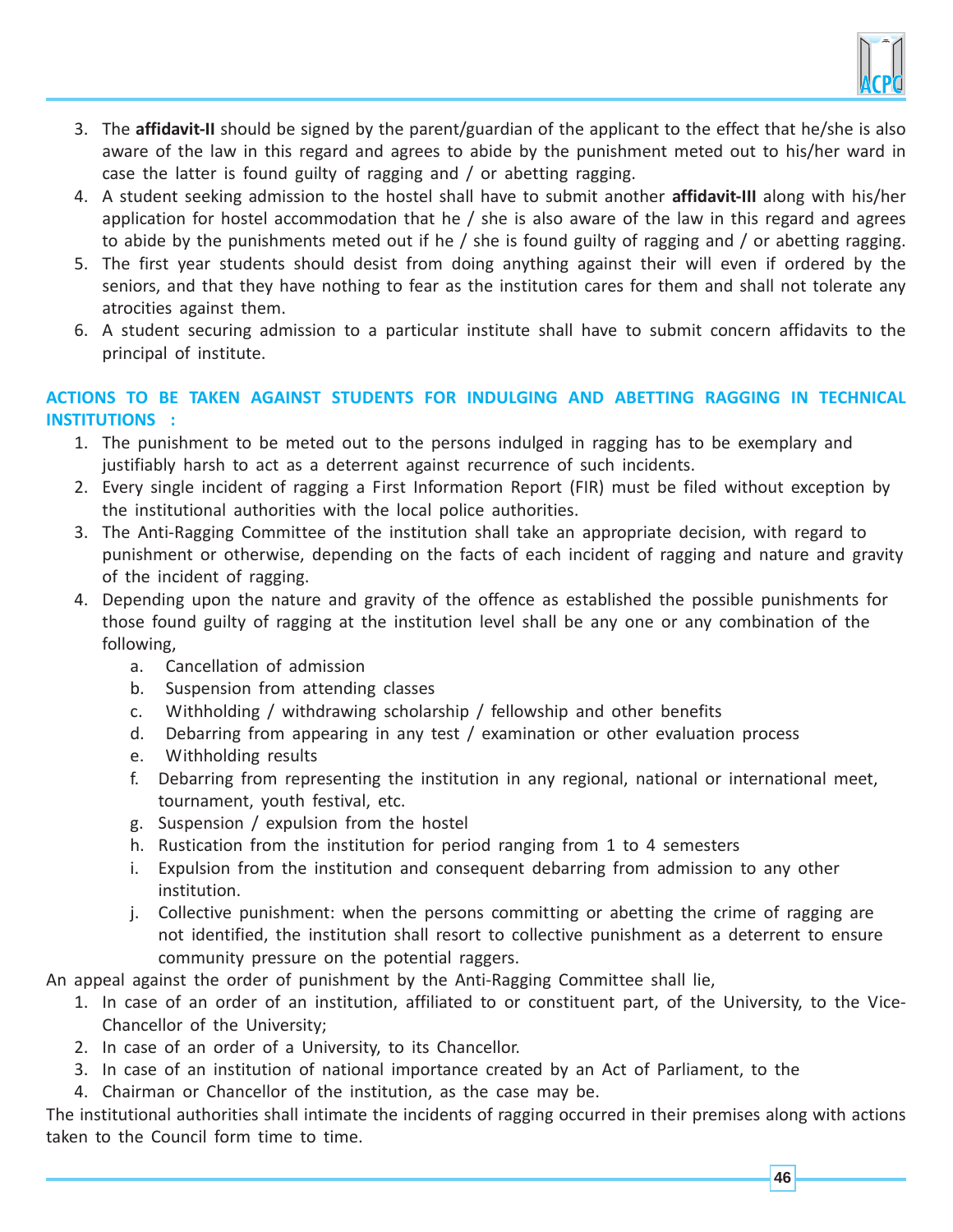3. The **affidavit-II** should be signed by the parent/guardian of the applicant to the effect that he/she is also aware of the law in this regard and agrees to abide by the punishment meted out to his/her ward in case the latter is found guilty of ragging and / or abetting ragging.
4. A student seeking admission to the hostel shall have to submit another **affidavit-III** along with his/her application for hostel accommodation that he / she is also aware of the law in this regard and agrees to abide by the punishments meted out if he / she is found guilty of ragging and / or abetting ragging.
5. The first year students should desist from doing anything against their will even if ordered by the seniors, and that they have nothing to fear as the institution cares for them and shall not tolerate any atrocities against them.
6. A student securing admission to a particular institute shall have to submit concern affidavits to the principal of institute.

## ACTIONS TO BE TAKEN AGAINST STUDENTS FOR INDULGING AND ABETTING RAGGING IN TECHNICAL INSTITUTIONS :

1. The punishment to be meted out to the persons indulged in ragging has to be exemplary and justifiably harsh to act as a deterrent against recurrence of such incidents.
2. Every single incident of ragging a First Information Report (FIR) must be filed without exception by the institutional authorities with the local police authorities.
3. The Anti-Ragging Committee of the institution shall take an appropriate decision, with regard to punishment or otherwise, depending on the facts of each incident of ragging and nature and gravity of the incident of ragging.
4. Depending upon the nature and gravity of the offence as established the possible punishments for those found guilty of ragging at the institution level shall be any one or any combination of the following,
   a. Cancellation of admission
   b. Suspension from attending classes
   c. Withholding / withdrawing scholarship / fellowship and other benefits
   d. Debarring from appearing in any test / examination or other evaluation process
   e. Withholding results
   f. Debarring from representing the institution in any regional, national or international meet, tournament, youth festival, etc.
   g. Suspension / expulsion from the hostel
   h. Rustication from the institution for period ranging from 1 to 4 semesters
   i. Expulsion from the institution and consequent debarring from admission to any other institution.
   j. Collective punishment: when the persons committing or abetting the crime of ragging are not identified, the institution shall resort to collective punishment as a deterrent to ensure community pressure on the potential raggers.

An appeal against the order of punishment by the Anti-Ragging Committee shall lie,

1. In case of an order of an institution, affiliated to or constituent part, of the University, to the Vice-Chancellor of the University;
2. In case of an order of a University, to its Chancellor.
3. In case of an institution of national importance created by an Act of Parliament, to the
4. Chairman or Chancellor of the institution, as the case may be.

The institutional authorities shall intimate the incidents of ragging occurred in their premises along with actions taken to the Council form time to time.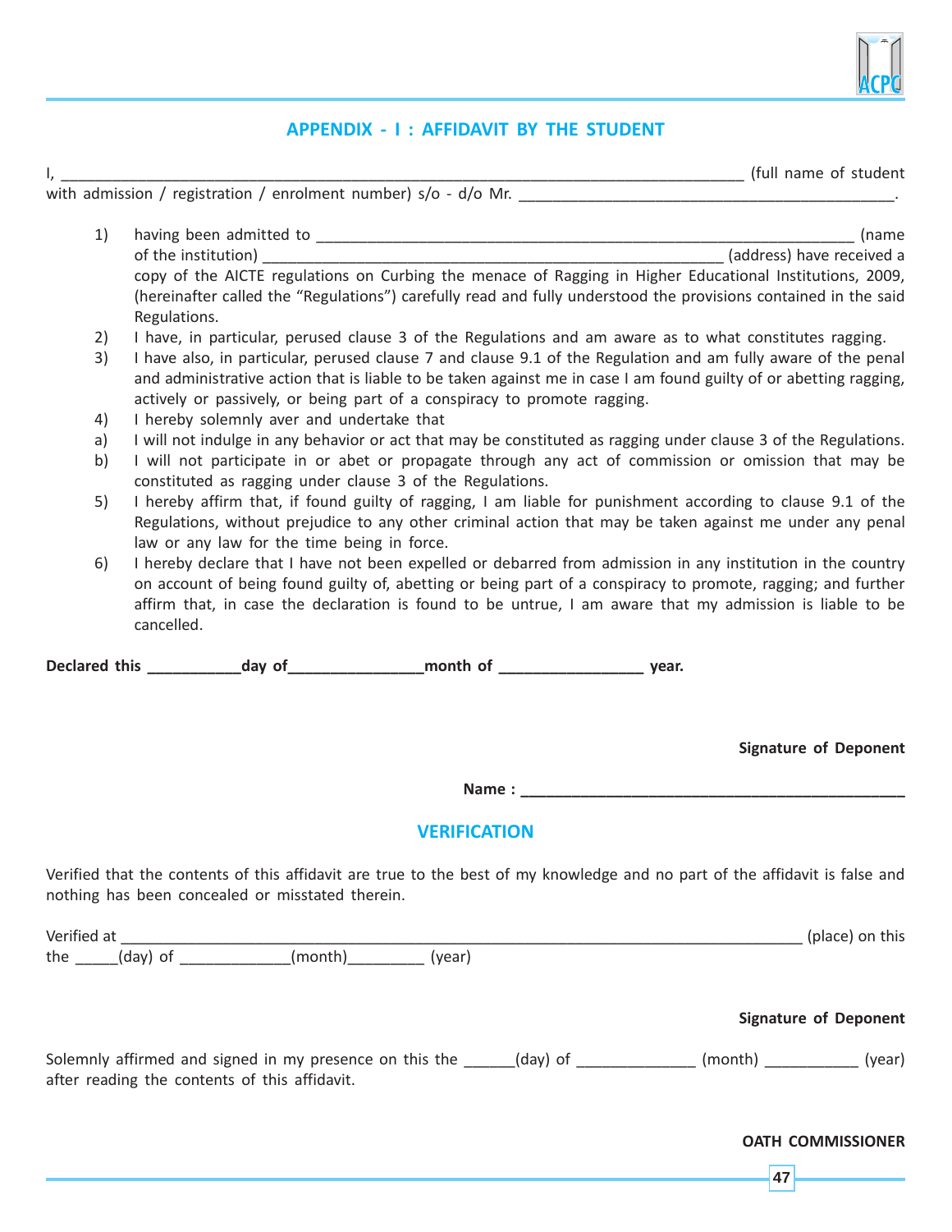## APPENDIX - I : AFFIDAVIT BY THE STUDENT

I, ___________________________________________________________________________________ (full name of student with admission / registration / enrolment number) s/o - d/o Mr. _____________________________________________.

1) having been admitted to ________________________________________________________________ (name of the institution) __________________________________________________________ (address) have received a copy of the AICTE regulations on Curbing the menace of Ragging in Higher Educational Institutions, 2009, (hereinafter called the "Regulations") carefully read and fully understood the provisions contained in the said Regulations.
2) I have, in particular, perused clause 3 of the Regulations and am aware as to what constitutes ragging.
3) I have also, in particular, perused clause 7 and clause 9.1 of the Regulation and am fully aware of the penal and administrative action that is liable to be taken against me in case I am found guilty of or abetting ragging, actively or passively, or being part of a conspiracy to promote ragging.
4) I hereby solemnly aver and undertake that
   a) I will not indulge in any behavior or act that may be constituted as ragging under clause 3 of the Regulations.
   b) I will not participate in or abet or propagate through any act of commission or omission that may be constituted as ragging under clause 3 of the Regulations.
5) I hereby affirm that, if found guilty of ragging, I am liable for punishment according to clause 9.1 of the Regulations, without prejudice to any other criminal action that may be taken against me under any penal law or any law for the time being in force.
6) I hereby declare that I have not been expelled or debarred from admission in any institution in the country on account of being found guilty of, abetting or being part of a conspiracy to promote, ragging; and further affirm that, in case the declaration is found to be untrue, I am aware that my admission is liable to be cancelled.

**Declared this ___________day of_______________month of ________________ year.**

**Signature of Deponent**

**Name : _____________________________________________**

## VERIFICATION

Verified that the contents of this affidavit are true to the best of my knowledge and no part of the affidavit is false and nothing has been concealed or misstated therein.

Verified at ____________________________________________________________________________ (place) on this the _____(day) of _____________(month)_________ (year)

**Signature of Deponent**

Solemnly affirmed and signed in my presence on this the ______(day) of ______________ (month) ___________ (year) after reading the contents of this affidavit.

**OATH COMMISSIONER**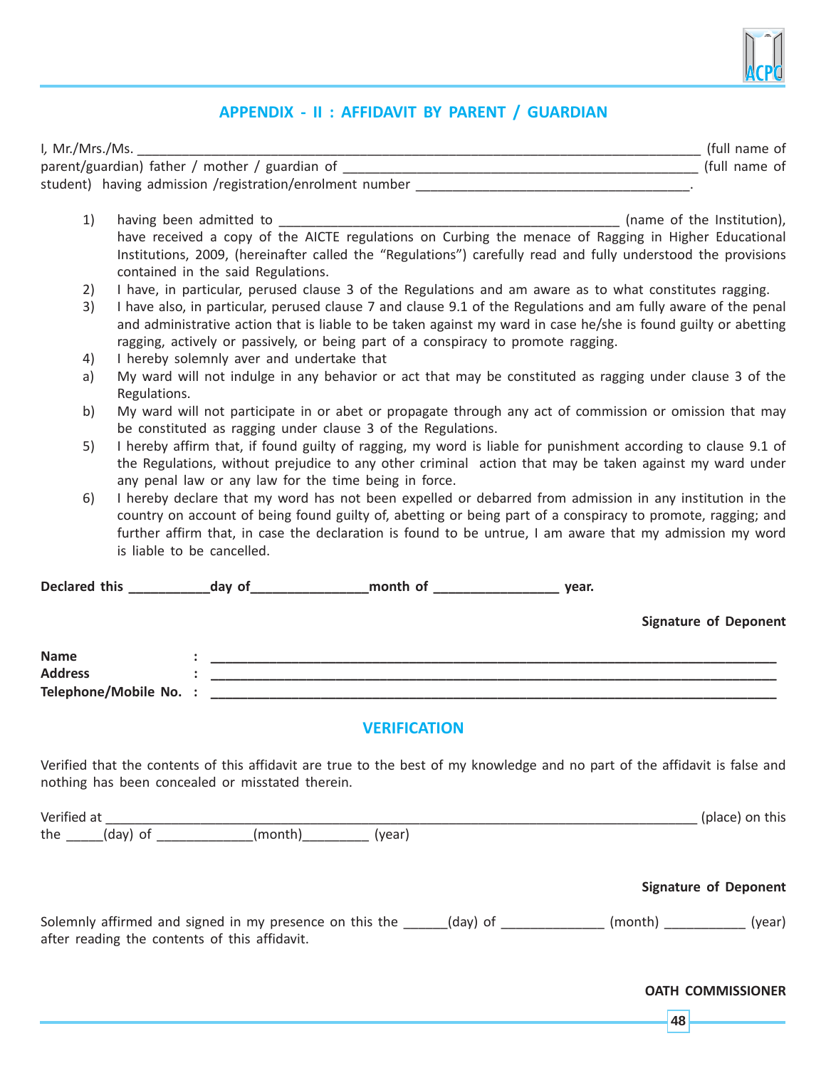## APPENDIX - II : AFFIDAVIT BY PARENT / GUARDIAN

I, Mr./Mrs./Ms. ________________________________________________________________________ (full name of parent/guardian) father / mother / guardian of _____________________________________________ (full name of student) having admission /registration/enrolment number __________________________________.

1) having been admitted to ___________________________________________ (name of the Institution), have received a copy of the AICTE regulations on Curbing the menace of Ragging in Higher Educational Institutions, 2009, (hereinafter called the "Regulations") carefully read and fully understood the provisions contained in the said Regulations.
2) I have, in particular, perused clause 3 of the Regulations and am aware as to what constitutes ragging.
3) I have also, in particular, perused clause 7 and clause 9.1 of the Regulations and am fully aware of the penal and administrative action that is liable to be taken against my ward in case he/she is found guilty or abetting ragging, actively or passively, or being part of a conspiracy to promote ragging.
4) I hereby solemnly aver and undertake that
   a) My ward will not indulge in any behavior or act that may be constituted as ragging under clause 3 of the Regulations.
   b) My ward will not participate in or abet or propagate through any act of commission or omission that may be constituted as ragging under clause 3 of the Regulations.
5) I hereby affirm that, if found guilty of ragging, my word is liable for punishment according to clause 9.1 of the Regulations, without prejudice to any other criminal action that may be taken against my ward under any penal law or any law for the time being in force.
6) I hereby declare that my word has not been expelled or debarred from admission in any institution in the country on account of being found guilty of, abetting or being part of a conspiracy to promote, ragging; and further affirm that, in case the declaration is found to be untrue, I am aware that my admission my word is liable to be cancelled.

**Declared this __________day of_______________month of ________________ year.**

**Signature of Deponent**

**Name** : ________________________________________________________________________

**Address** : ________________________________________________________________________

**Telephone/Mobile No.** : ________________________________________________________________________

## VERIFICATION

Verified that the contents of this affidavit are true to the best of my knowledge and no part of the affidavit is false and nothing has been concealed or misstated therein.

Verified at ____________________________________________________________________________ (place) on this the _____(day) of _____________(month)_________ (year)

**Signature of Deponent**

Solemnly affirmed and signed in my presence on this the ______(day) of _____________ (month) ___________ (year) after reading the contents of this affidavit.

**OATH COMMISSIONER**